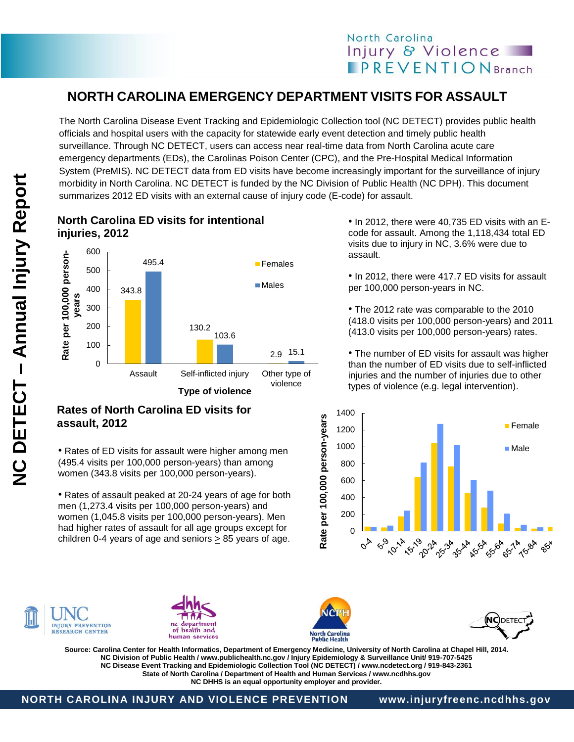North Carolina Injury & Violence PREVENTION Branch

# NORTH CAROLINA EMERGENCY DEPARTMENT VISITS FOR ASSAULT

The North Carolina Disease Event Tracking and Epidemiologic Collection tool (NC DETECT) provides public health officials and hospital users with the capacity for statewide early event detection and timely public health surveillance. Through NC DETECT, users can access near real-time data from North Carolina acute care emergency departments (EDs), the Carolinas Poison Center (CPC), and the Pre-Hospital Medical Information System (PreMIS). NC DETECT data from ED visits have become increasingly important for the surveillance of injury morbidity in North Carolina. NC DETECT is funded by the NC Division of Public Health (NC DPH). This document summarizes 2012 ED visits with an external cause of injury code (E-code) for assault.

## North Carolina ED visits for intentional injuries, 2012

| Type of violence | Females (Rate per 100,000 person-years) | Males (Rate per 100,000 person-years) |
|---|---|---|
| Assault | 343.8 | 495.4 |
| Self-inflicted injury | 130.2 | 103.6 |
| Other type of violence | 2.9 | 15.1 |

- In 2012, there were 40,735 ED visits with an E-code for assault. Among the 1,118,434 total ED visits due to injury in NC, 3.6% were due to assault.
- In 2012, there were 417.7 ED visits for assault per 100,000 person-years in NC.
- The 2012 rate was comparable to the 2010 (418.0 visits per 100,000 person-years) and 2011 (413.0 visits per 100,000 person-years) rates.
- The number of ED visits for assault was higher than the number of ED visits due to self-inflicted injuries and the number of injuries due to other types of violence (e.g. legal intervention).

## Rates of North Carolina ED visits for assault, 2012

- Rates of ED visits for assault were higher among men (495.4 visits per 100,000 person-years) than among women (343.8 visits per 100,000 person-years).
- Rates of assault peaked at 20-24 years of age for both men (1,273.4 visits per 100,000 person-years) and women (1,045.8 visits per 100,000 person-years). Men had higher rates of assault for all age groups except for children 0-4 years of age and seniors ≥ 85 years of age.

Source: Carolina Center for Health Informatics, Department of Emergency Medicine, University of North Carolina at Chapel Hill, 2014.
NC Division of Public Health / www.publichealth.nc.gov / Injury Epidemiology & Surveillance Unit/ 919-707-5425
NC Disease Event Tracking and Epidemiologic Collection Tool (NC DETECT) / www.ncdetect.org / 919-843-2361
State of North Carolina / Department of Health and Human Services / www.ncdhhs.gov
NC DHHS is an equal opportunity employer and provider.

NORTH CAROLINA INJURY AND VIOLENCE PREVENTION www.injuryfreenc.ncdhhs.gov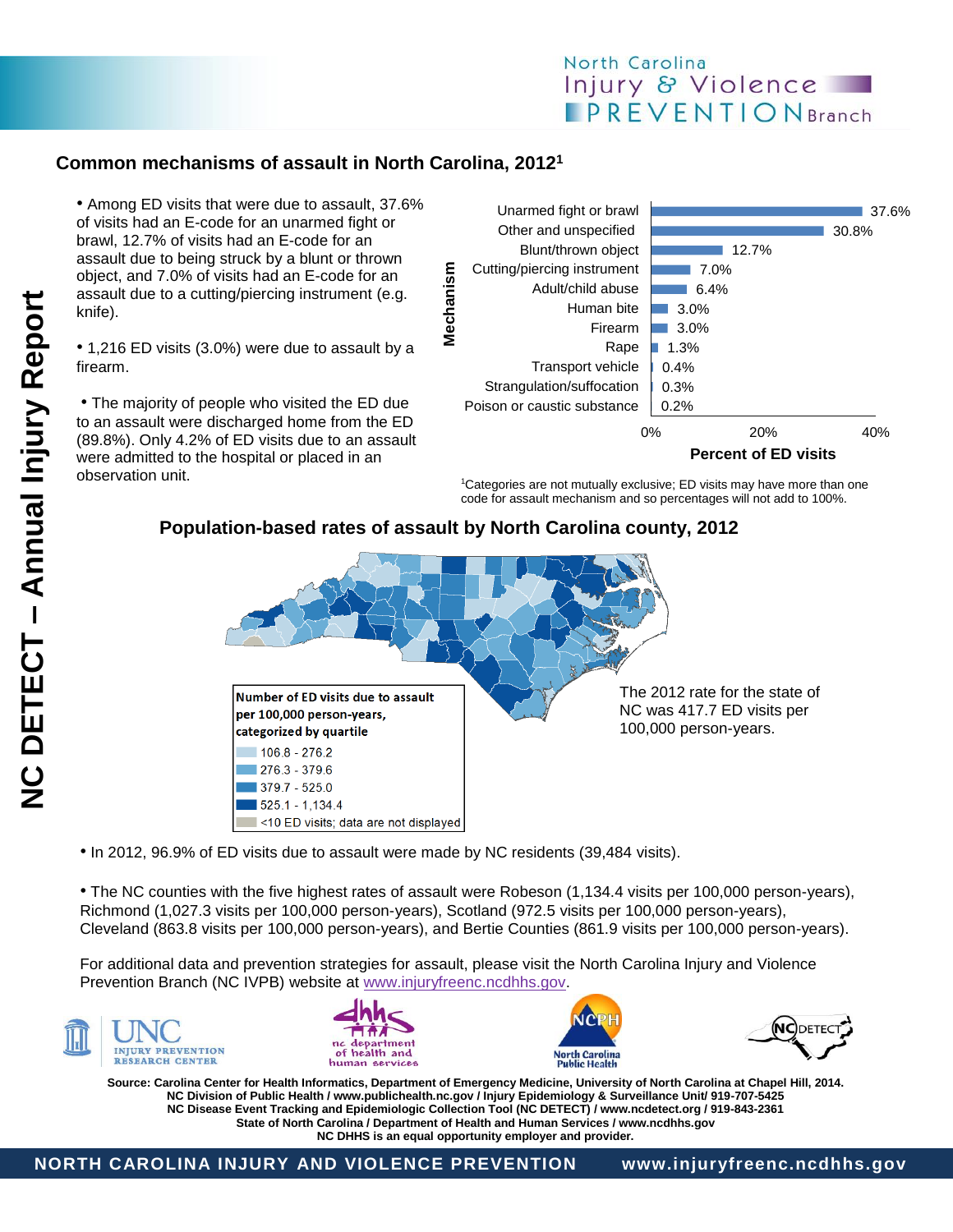## Common mechanisms of assault in North Carolina, 2012[1]

- Among ED visits that were due to assault, 37.6% of visits had an E-code for an unarmed fight or brawl, 12.7% of visits had an E-code for an assault due to being struck by a blunt or thrown object, and 7.0% of visits had an E-code for an assault due to a cutting/piercing instrument (e.g. knife).

- 1,216 ED visits (3.0%) were due to assault by a firearm.

- The majority of people who visited the ED due to an assault were discharged home from the ED (89.8%). Only 4.2% of ED visits due to an assault were admitted to the hospital or placed in an observation unit.

Mechanism

Unarmed fight or brawl 37.6%
Other and unspecified 30.8%
Blunt/thrown object 12.7%
Cutting/piercing instrument 7.0%
Adult/child abuse 6.4%
Human bite 3.0%
Firearm 3.0%
Rape 1.3%
Transport vehicle 0.4%
Strangulation/suffocation 0.3%
Poison or caustic substance 0.2%

0% 20% 40%

Percent of ED visits

[1]Categories are not mutually exclusive; ED visits may have more than one code for assault mechanism and so percentages will not add to 100%.

## Population-based rates of assault by North Carolina county, 2012

Number of ED visits due to assault per 100,000 person-years, categorized by quartile

106.8 - 276.2
276.3 - 379.6
379.7 - 525.0
525.1 - 1,134.4
<10 ED visits; data are not displayed

The 2012 rate for the state of NC was 417.7 ED visits per 100,000 person-years.

- In 2012, 96.9% of ED visits due to assault were made by NC residents (39,484 visits).

- The NC counties with the five highest rates of assault were Robeson (1,134.4 visits per 100,000 person-years), Richmond (1,027.3 visits per 100,000 person-years), Scotland (972.5 visits per 100,000 person-years), Cleveland (863.8 visits per 100,000 person-years), and Bertie Counties (861.9 visits per 100,000 person-years).

For additional data and prevention strategies for assault, please visit the North Carolina Injury and Violence Prevention Branch (NC IVPB) website at www.injuryfreenc.ncdhhs.gov.

**Source: Carolina Center for Health Informatics, Department of Emergency Medicine, University of North Carolina at Chapel Hill, 2014.**
**NC Division of Public Health / www.publichealth.nc.gov / Injury Epidemiology & Surveillance Unit/ 919-707-5425**
**NC Disease Event Tracking and Epidemiologic Collection Tool (NC DETECT) / www.ncdetect.org / 919-843-2361**
**State of North Carolina / Department of Health and Human Services / www.ncdhhs.gov**
**NC DHHS is an equal opportunity employer and provider.**